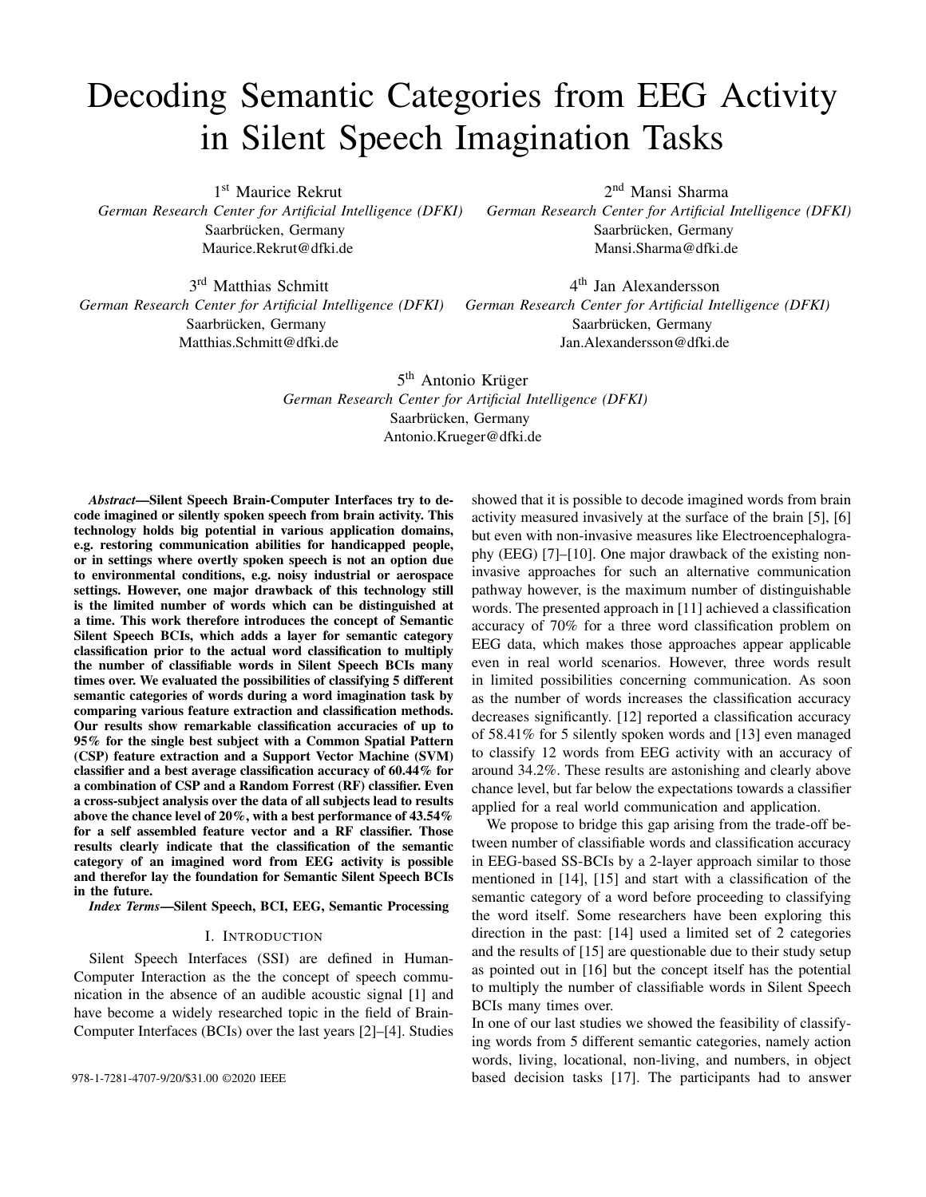# Decoding Semantic Categories from EEG Activity in Silent Speech Imagination Tasks

1st Maurice Rekrut
*German Research Center for Artificial Intelligence (DFKI)*
Saarbrücken, Germany
Maurice.Rekrut@dfki.de

2nd Mansi Sharma
*German Research Center for Artificial Intelligence (DFKI)*
Saarbrücken, Germany
Mansi.Sharma@dfki.de

3rd Matthias Schmitt
*German Research Center for Artificial Intelligence (DFKI)*
Saarbrücken, Germany
Matthias.Schmitt@dfki.de

4th Jan Alexandersson
*German Research Center for Artificial Intelligence (DFKI)*
Saarbrücken, Germany
Jan.Alexandersson@dfki.de

5th Antonio Krüger
*German Research Center for Artificial Intelligence (DFKI)*
Saarbrücken, Germany
Antonio.Krueger@dfki.de

***Abstract*—Silent Speech Brain-Computer Interfaces try to decode imagined or silently spoken speech from brain activity. This technology holds big potential in various application domains, e.g. restoring communication abilities for handicapped people, or in settings where overtly spoken speech is not an option due to environmental conditions, e.g. noisy industrial or aerospace settings. However, one major drawback of this technology still is the limited number of words which can be distinguished at a time. This work therefore introduces the concept of Semantic Silent Speech BCIs, which adds a layer for semantic category classification prior to the actual word classification to multiply the number of classifiable words in Silent Speech BCIs many times over. We evaluated the possibilities of classifying 5 different semantic categories of words during a word imagination task by comparing various feature extraction and classification methods. Our results show remarkable classification accuracies of up to 95% for the single best subject with a Common Spatial Pattern (CSP) feature extraction and a Support Vector Machine (SVM) classifier and a best average classification accuracy of 60.44% for a combination of CSP and a Random Forrest (RF) classifier. Even a cross-subject analysis over the data of all subjects lead to results above the chance level of 20%, with a best performance of 43.54% for a self assembled feature vector and a RF classifier. Those results clearly indicate that the classification of the semantic category of an imagined word from EEG activity is possible and therefor lay the foundation for Semantic Silent Speech BCIs in the future.**

***Index Terms*—Silent Speech, BCI, EEG, Semantic Processing**

## I. Introduction

Silent Speech Interfaces (SSI) are defined in Human-Computer Interaction as the the concept of speech communication in the absence of an audible acoustic signal [1] and have become a widely researched topic in the field of Brain-Computer Interfaces (BCIs) over the last years [2]–[4]. Studies showed that it is possible to decode imagined words from brain activity measured invasively at the surface of the brain [5], [6] but even with non-invasive measures like Electroencephalography (EEG) [7]–[10]. One major drawback of the existing non-invasive approaches for such an alternative communication pathway however, is the maximum number of distinguishable words. The presented approach in [11] achieved a classification accuracy of 70% for a three word classification problem on EEG data, which makes those approaches appear applicable even in real world scenarios. However, three words result in limited possibilities concerning communication. As soon as the number of words increases the classification accuracy decreases significantly. [12] reported a classification accuracy of 58.41% for 5 silently spoken words and [13] even managed to classify 12 words from EEG activity with an accuracy of around 34.2%. These results are astonishing and clearly above chance level, but far below the expectations towards a classifier applied for a real world communication and application.

We propose to bridge this gap arising from the trade-off between number of classifiable words and classification accuracy in EEG-based SS-BCIs by a 2-layer approach similar to those mentioned in [14], [15] and start with a classification of the semantic category of a word before proceeding to classifying the word itself. Some researchers have been exploring this direction in the past: [14] used a limited set of 2 categories and the results of [15] are questionable due to their study setup as pointed out in [16] but the concept itself has the potential to multiply the number of classifiable words in Silent Speech BCIs many times over.

In one of our last studies we showed the feasibility of classifying words from 5 different semantic categories, namely action words, living, locational, non-living, and numbers, in object based decision tasks [17]. The participants had to answer

978-1-7281-4707-9/20/$31.00 ©2020 IEEE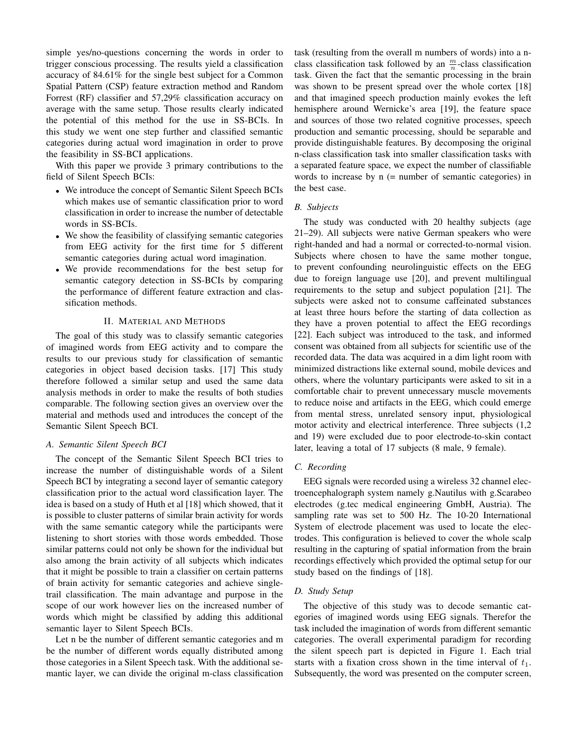simple yes/no-questions concerning the words in order to trigger conscious processing. The results yield a classification accuracy of 84.61% for the single best subject for a Common Spatial Pattern (CSP) feature extraction method and Random Forrest (RF) classifier and 57,29% classification accuracy on average with the same setup. Those results clearly indicated the potential of this method for the use in SS-BCIs. In this study we went one step further and classified semantic categories during actual word imagination in order to prove the feasibility in SS-BCI applications.

With this paper we provide 3 primary contributions to the field of Silent Speech BCIs:

- We introduce the concept of Semantic Silent Speech BCIs which makes use of semantic classification prior to word classification in order to increase the number of detectable words in SS-BCIs.
- We show the feasibility of classifying semantic categories from EEG activity for the first time for 5 different semantic categories during actual word imagination.
- We provide recommendations for the best setup for semantic category detection in SS-BCIs by comparing the performance of different feature extraction and classification methods.

## II. Material and Methods

The goal of this study was to classify semantic categories of imagined words from EEG activity and to compare the results to our previous study for classification of semantic categories in object based decision tasks. [17] This study therefore followed a similar setup and used the same data analysis methods in order to make the results of both studies comparable. The following section gives an overview over the material and methods used and introduces the concept of the Semantic Silent Speech BCI.

### A. Semantic Silent Speech BCI

The concept of the Semantic Silent Speech BCI tries to increase the number of distinguishable words of a Silent Speech BCI by integrating a second layer of semantic category classification prior to the actual word classification layer. The idea is based on a study of Huth et al [18] which showed, that it is possible to cluster patterns of similar brain activity for words with the same semantic category while the participants were listening to short stories with those words embedded. Those similar patterns could not only be shown for the individual but also among the brain activity of all subjects which indicates that it might be possible to train a classifier on certain patterns of brain activity for semantic categories and achieve single-trail classification. The main advantage and purpose in the scope of our work however lies on the increased number of words which might be classified by adding this additional semantic layer to Silent Speech BCIs.

Let n be the number of different semantic categories and m be the number of different words equally distributed among those categories in a Silent Speech task. With the additional semantic layer, we can divide the original m-class classification task (resulting from the overall m numbers of words) into a n-class classification task followed by an $\frac{m}{n}$-class classification task. Given the fact that the semantic processing in the brain was shown to be present spread over the whole cortex [18] and that imagined speech production mainly evokes the left hemisphere around Wernicke's area [19], the feature space and sources of those two related cognitive processes, speech production and semantic processing, should be separable and provide distinguishable features. By decomposing the original n-class classification task into smaller classification tasks with a separated feature space, we expect the number of classifiable words to increase by n (= number of semantic categories) in the best case.

### B. Subjects

The study was conducted with 20 healthy subjects (age 21–29). All subjects were native German speakers who were right-handed and had a normal or corrected-to-normal vision. Subjects where chosen to have the same mother tongue, to prevent confounding neurolinguistic effects on the EEG due to foreign language use [20], and prevent multilingual requirements to the setup and subject population [21]. The subjects were asked not to consume caffeinated substances at least three hours before the starting of data collection as they have a proven potential to affect the EEG recordings [22]. Each subject was introduced to the task, and informed consent was obtained from all subjects for scientific use of the recorded data. The data was acquired in a dim light room with minimized distractions like external sound, mobile devices and others, where the voluntary participants were asked to sit in a comfortable chair to prevent unnecessary muscle movements to reduce noise and artifacts in the EEG, which could emerge from mental stress, unrelated sensory input, physiological motor activity and electrical interference. Three subjects (1,2 and 19) were excluded due to poor electrode-to-skin contact later, leaving a total of 17 subjects (8 male, 9 female).

### C. Recording

EEG signals were recorded using a wireless 32 channel electroencephalograph system namely g.Nautilus with g.Scarabeo electrodes (g.tec medical engineering GmbH, Austria). The sampling rate was set to 500 Hz. The 10-20 International System of electrode placement was used to locate the electrodes. This configuration is believed to cover the whole scalp resulting in the capturing of spatial information from the brain recordings effectively which provided the optimal setup for our study based on the findings of [18].

### D. Study Setup

The objective of this study was to decode semantic categories of imagined words using EEG signals. Therefor the task included the imagination of words from different semantic categories. The overall experimental paradigm for recording the silent speech part is depicted in Figure 1. Each trial starts with a fixation cross shown in the time interval of $t_1$. Subsequently, the word was presented on the computer screen,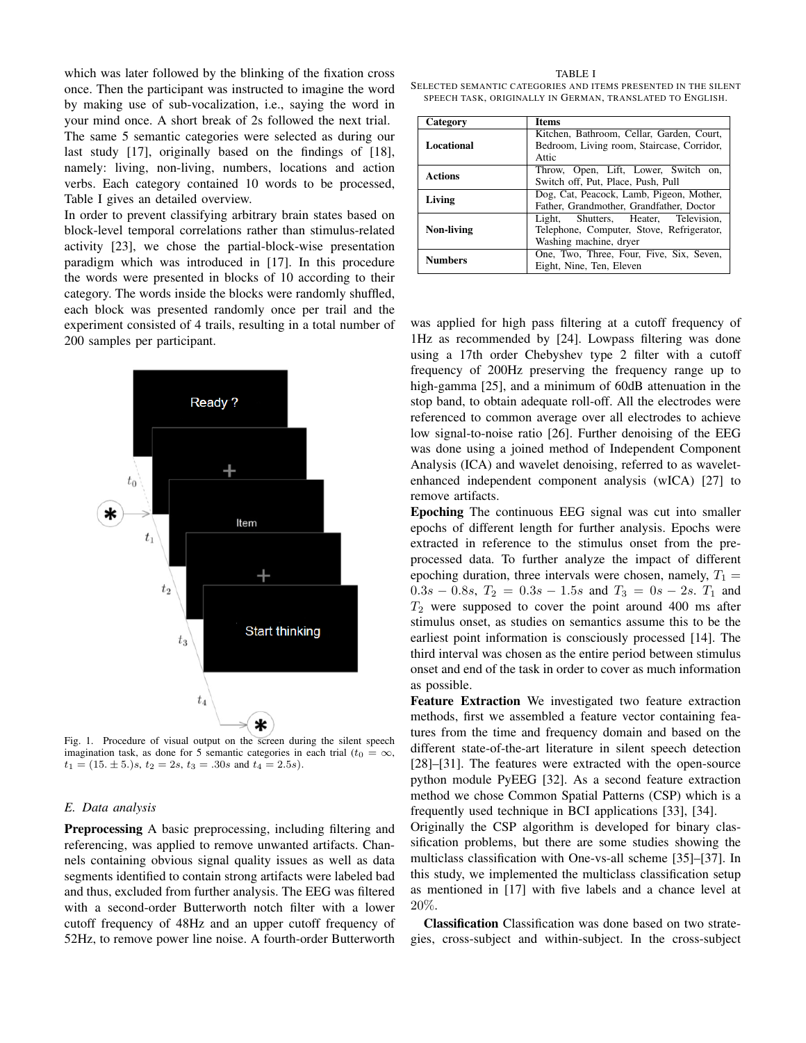which was later followed by the blinking of the fixation cross once. Then the participant was instructed to imagine the word by making use of sub-vocalization, i.e., saying the word in your mind once. A short break of 2s followed the next trial. The same 5 semantic categories were selected as during our last study [17], originally based on the findings of [18], namely: living, non-living, numbers, locations and action verbs. Each category contained 10 words to be processed, Table I gives an detailed overview.

In order to prevent classifying arbitrary brain states based on block-level temporal correlations rather than stimulus-related activity [23], we chose the partial-block-wise presentation paradigm which was introduced in [17]. In this procedure the words were presented in blocks of 10 according to their category. The words inside the blocks were randomly shuffled, each block was presented randomly once per trail and the experiment consisted of 4 trails, resulting in a total number of 200 samples per participant.

Fig. 1. Procedure of visual output on the screen during the silent speech imagination task, as done for 5 semantic categories in each trial ($t_0 = \infty$, $t_1 = (15. \pm 5.)s$, $t_2 = 2s$, $t_3 = .30s$ and $t_4 = 2.5s$).

### *E. Data analysis*

**Preprocessing** A basic preprocessing, including filtering and referencing, was applied to remove unwanted artifacts. Channels containing obvious signal quality issues as well as data segments identified to contain strong artifacts were labeled bad and thus, excluded from further analysis. The EEG was filtered with a second-order Butterworth notch filter with a lower cutoff frequency of 48Hz and an upper cutoff frequency of 52Hz, to remove power line noise. A fourth-order Butterworth was applied for high pass filtering at a cutoff frequency of 1Hz as recommended by [24]. Lowpass filtering was done using a 17th order Chebyshev type 2 filter with a cutoff frequency of 200Hz preserving the frequency range up to high-gamma [25], and a minimum of 60dB attenuation in the stop band, to obtain adequate roll-off. All the electrodes were referenced to common average over all electrodes to achieve low signal-to-noise ratio [26]. Further denoising of the EEG was done using a joined method of Independent Component Analysis (ICA) and wavelet denoising, referred to as wavelet-enhanced independent component analysis (wICA) [27] to remove artifacts.

TABLE I
SELECTED SEMANTIC CATEGORIES AND ITEMS PRESENTED IN THE SILENT SPEECH TASK, ORIGINALLY IN GERMAN, TRANSLATED TO ENGLISH.

| Category | Items |
|---|---|
| **Locational** | Kitchen, Bathroom, Cellar, Garden, Court, Bedroom, Living room, Staircase, Corridor, Attic |
| **Actions** | Throw, Open, Lift, Lower, Switch on, Switch off, Put, Place, Push, Pull |
| **Living** | Dog, Cat, Peacock, Lamb, Pigeon, Mother, Father, Grandmother, Grandfather, Doctor |
| **Non-living** | Light, Shutters, Heater, Television, Telephone, Computer, Stove, Refrigerator, Washing machine, dryer |
| **Numbers** | One, Two, Three, Four, Five, Six, Seven, Eight, Nine, Ten, Eleven |

**Epoching** The continuous EEG signal was cut into smaller epochs of different length for further analysis. Epochs were extracted in reference to the stimulus onset from the pre-processed data. To further analyze the impact of different epoching duration, three intervals were chosen, namely, $T_1 = 0.3s - 0.8s$, $T_2 = 0.3s - 1.5s$ and $T_3 = 0s - 2s$. $T_1$ and $T_2$ were supposed to cover the point around 400 ms after stimulus onset, as studies on semantics assume this to be the earliest point information is consciously processed [14]. The third interval was chosen as the entire period between stimulus onset and end of the task in order to cover as much information as possible.

**Feature Extraction** We investigated two feature extraction methods, first we assembled a feature vector containing features from the time and frequency domain and based on the different state-of-the-art literature in silent speech detection [28]–[31]. The features were extracted with the open-source python module PyEEG [32]. As a second feature extraction method we chose Common Spatial Patterns (CSP) which is a frequently used technique in BCI applications [33], [34].

Originally the CSP algorithm is developed for binary classification problems, but there are some studies showing the multiclass classification with One-vs-all scheme [35]–[37]. In this study, we implemented the multiclass classification setup as mentioned in [17] with five labels and a chance level at 20%.

**Classification** Classification was done based on two strategies, cross-subject and within-subject. In the cross-subject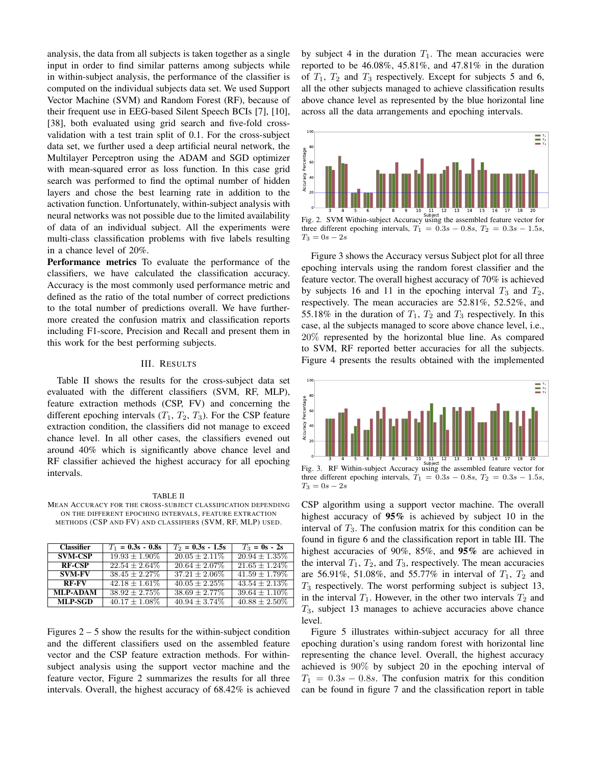analysis, the data from all subjects is taken together as a single input in order to find similar patterns among subjects while in within-subject analysis, the performance of the classifier is computed on the individual subjects data set. We used Support Vector Machine (SVM) and Random Forest (RF), because of their frequent use in EEG-based Silent Speech BCIs [7], [10], [38], both evaluated using grid search and five-fold cross-validation with a test train split of 0.1. For the cross-subject data set, we further used a deep artificial neural network, the Multilayer Perceptron using the ADAM and SGD optimizer with mean-squared error as loss function. In this case grid search was performed to find the optimal number of hidden layers and chose the best learning rate in addition to the activation function. Unfortunately, within-subject analysis with neural networks was not possible due to the limited availability of data of an individual subject. All the experiments were multi-class classification problems with five labels resulting in a chance level of 20%.

**Performance metrics** To evaluate the performance of the classifiers, we have calculated the classification accuracy. Accuracy is the most commonly used performance metric and defined as the ratio of the total number of correct predictions to the total number of predictions overall. We have furthermore created the confusion matrix and classification reports including F1-score, Precision and Recall and present them in this work for the best performing subjects.

## III. Results

Table II shows the results for the cross-subject data set evaluated with the different classifiers (SVM, RF, MLP), feature extraction methods (CSP, FV) and concerning the different epoching intervals ($T_1$, $T_2$, $T_3$). For the CSP feature extraction condition, the classifiers did not manage to exceed chance level. In all other cases, the classifiers evened out around 40% which is significantly above chance level and RF classifier achieved the highest accuracy for all epoching intervals.

TABLE II
Mean Accuracy for the cross-subject classification depending on the different epoching intervals, feature extraction methods (CSP and FV) and classifiers (SVM, RF, MLP) used.

| Classifier | $T_1$ = 0.3s - 0.8s | $T_2$ = 0.3s - 1.5s | $T_3$ = 0s - 2s |
|---|---|---|---|
| **SVM-CSP** | $19.93 \pm 1.90\%$ | $20.05 \pm 2.11\%$ | $20.94 \pm 1.35\%$ |
| **RF-CSP** | $22.54 \pm 2.64\%$ | $20.64 \pm 2.07\%$ | $21.65 \pm 1.24\%$ |
| **SVM-FV** | $38.45 \pm 2.27\%$ | $37.21 \pm 2.06\%$ | $41.59 \pm 1.79\%$ |
| **RF-FV** | $42.18 \pm 1.61\%$ | $40.05 \pm 2.25\%$ | $43.54 \pm 2.13\%$ |
| **MLP-ADAM** | $38.92 \pm 2.75\%$ | $38.69 \pm 2.77\%$ | $39.64 \pm 1.10\%$ |
| **MLP-SGD** | $40.17 \pm 1.08\%$ | $40.94 \pm 3.74\%$ | $40.88 \pm 2.50\%$ |

Figures 2 – 5 show the results for the within-subject condition and the different classifiers used on the assembled feature vector and the CSP feature extraction methods. For within-subject analysis using the support vector machine and the feature vector, Figure 2 summarizes the results for all three intervals. Overall, the highest accuracy of 68.42% is achieved by subject 4 in the duration $T_1$. The mean accuracies were reported to be 46.08%, 45.81%, and 47.81% in the duration of $T_1$, $T_2$ and $T_3$ respectively. Except for subjects 5 and 6, all the other subjects managed to achieve classification results above chance level as represented by the blue horizontal line across all the data arrangements and epoching intervals.

Fig. 2. SVM Within-subject Accuracy using the assembled feature vector for three different epoching intervals, $T_1 = 0.3s - 0.8s$, $T_2 = 0.3s - 1.5s$, $T_3 = 0s - 2s$

Figure 3 shows the Accuracy versus Subject plot for all three epoching intervals using the random forest classifier and the feature vector. The overall highest accuracy of 70% is achieved by subjects 16 and 11 in the epoching interval $T_3$ and $T_2$, respectively. The mean accuracies are 52.81%, 52.52%, and 55.18% in the duration of $T_1$, $T_2$ and $T_3$ respectively. In this case, al the subjects managed to score above chance level, i.e., 20% represented by the horizontal blue line. As compared to SVM, RF reported better accuracies for all the subjects. Figure 4 presents the results obtained with the implemented

Fig. 3. RF Within-subject Accuracy using the assembled feature vector for three different epoching intervals, $T_1 = 0.3s - 0.8s$, $T_2 = 0.3s - 1.5s$, $T_3 = 0s - 2s$

CSP algorithm using a support vector machine. The overall highest accuracy of **95%** is achieved by subject 10 in the interval of $T_3$. The confusion matrix for this condition can be found in figure 6 and the classification report in table III. The highest accuracies of 90%, 85%, and **95%** are achieved in the interval $T_1$, $T_2$, and $T_3$, respectively. The mean accuracies are 56.91%, 51.08%, and 55.77% in interval of $T_1$, $T_2$ and $T_3$ respectively. The worst performing subject is subject 13, in the interval $T_1$. However, in the other two intervals $T_2$ and $T_3$, subject 13 manages to achieve accuracies above chance level.

Figure 5 illustrates within-subject accuracy for all three epoching duration's using random forest with horizontal line representing the chance level. Overall, the highest accuracy achieved is 90% by subject 20 in the epoching interval of $T_1 = 0.3s - 0.8s$. The confusion matrix for this condition can be found in figure 7 and the classification report in table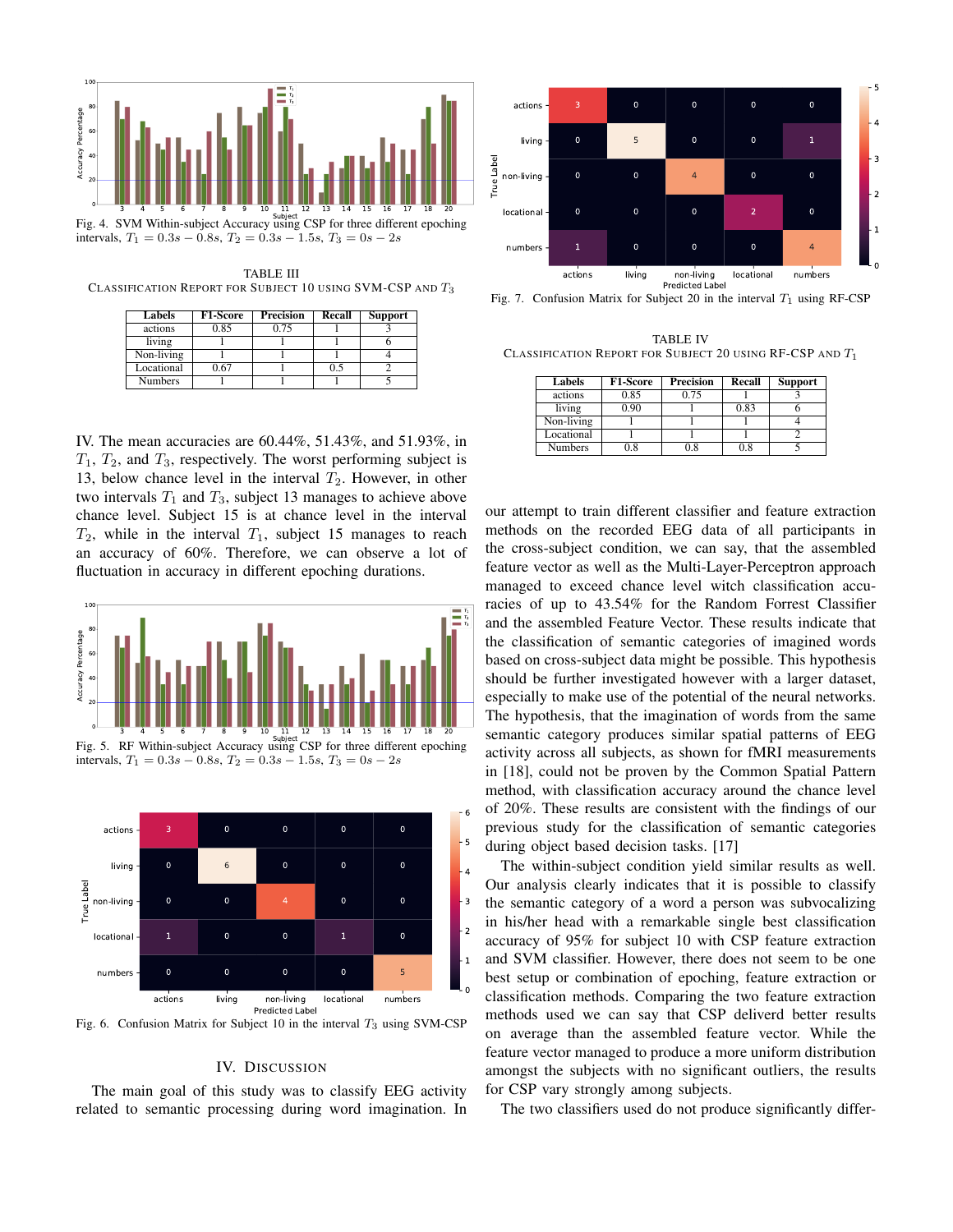Fig. 4. SVM Within-subject Accuracy using CSP for three different epoching intervals, $T_1 = 0.3s - 0.8s$, $T_2 = 0.3s - 1.5s$, $T_3 = 0s - 2s$

TABLE III
CLASSIFICATION REPORT FOR SUBJECT 10 USING SVM-CSP AND $T_3$

| Labels | F1-Score | Precision | Recall | Support |
|---|---|---|---|---|
| actions | 0.85 | 0.75 | 1 | 3 |
| living | 1 | 1 | 1 | 6 |
| Non-living | 1 | 1 | 1 | 4 |
| Locational | 0.67 | 1 | 0.5 | 2 |
| Numbers | 1 | 1 | 1 | 5 |

IV. The mean accuracies are 60.44%, 51.43%, and 51.93%, in $T_1$, $T_2$, and $T_3$, respectively. The worst performing subject is 13, below chance level in the interval $T_2$. However, in other two intervals $T_1$ and $T_3$, subject 13 manages to achieve above chance level. Subject 15 is at chance level in the interval $T_2$, while in the interval $T_1$, subject 15 manages to reach an accuracy of 60%. Therefore, we can observe a lot of fluctuation in accuracy in different epoching durations.

Fig. 5. RF Within-subject Accuracy using CSP for three different epoching intervals, $T_1 = 0.3s - 0.8s$, $T_2 = 0.3s - 1.5s$, $T_3 = 0s - 2s$

Fig. 6. Confusion Matrix for Subject 10 in the interval $T_3$ using SVM-CSP

## IV. DISCUSSION

The main goal of this study was to classify EEG activity related to semantic processing during word imagination. In our attempt to train different classifier and feature extraction methods on the recorded EEG data of all participants in the cross-subject condition, we can say, that the assembled feature vector as well as the Multi-Layer-Perceptron approach managed to exceed chance level witch classification accuracies of up to 43.54% for the Random Forrest Classifier and the assembled Feature Vector. These results indicate that the classification of semantic categories of imagined words based on cross-subject data might be possible. This hypothesis should be further investigated however with a larger dataset, especially to make use of the potential of the neural networks. The hypothesis, that the imagination of words from the same semantic category produces similar spatial patterns of EEG activity across all subjects, as shown for fMRI measurements in [18], could not be proven by the Common Spatial Pattern method, with classification accuracy around the chance level of 20%. These results are consistent with the findings of our previous study for the classification of semantic categories during object based decision tasks. [17]

Fig. 7. Confusion Matrix for Subject 20 in the interval $T_1$ using RF-CSP

TABLE IV
CLASSIFICATION REPORT FOR SUBJECT 20 USING RF-CSP AND $T_1$

| Labels | F1-Score | Precision | Recall | Support |
|---|---|---|---|---|
| actions | 0.85 | 0.75 | 1 | 3 |
| living | 0.90 | 1 | 0.83 | 6 |
| Non-living | 1 | 1 | 1 | 4 |
| Locational | 1 | 1 | 1 | 2 |
| Numbers | 0.8 | 0.8 | 0.8 | 5 |

The within-subject condition yield similar results as well. Our analysis clearly indicates that it is possible to classify the semantic category of a word a person was subvocalizing in his/her head with a remarkable single best classification accuracy of 95% for subject 10 with CSP feature extraction and SVM classifier. However, there does not seem to be one best setup or combination of epoching, feature extraction or classification methods. Comparing the two feature extraction methods used we can say that CSP deliverd better results on average than the assembled feature vector. While the feature vector managed to produce a more uniform distribution amongst the subjects with no significant outliers, the results for CSP vary strongly among subjects.

The two classifiers used do not produce significantly differ-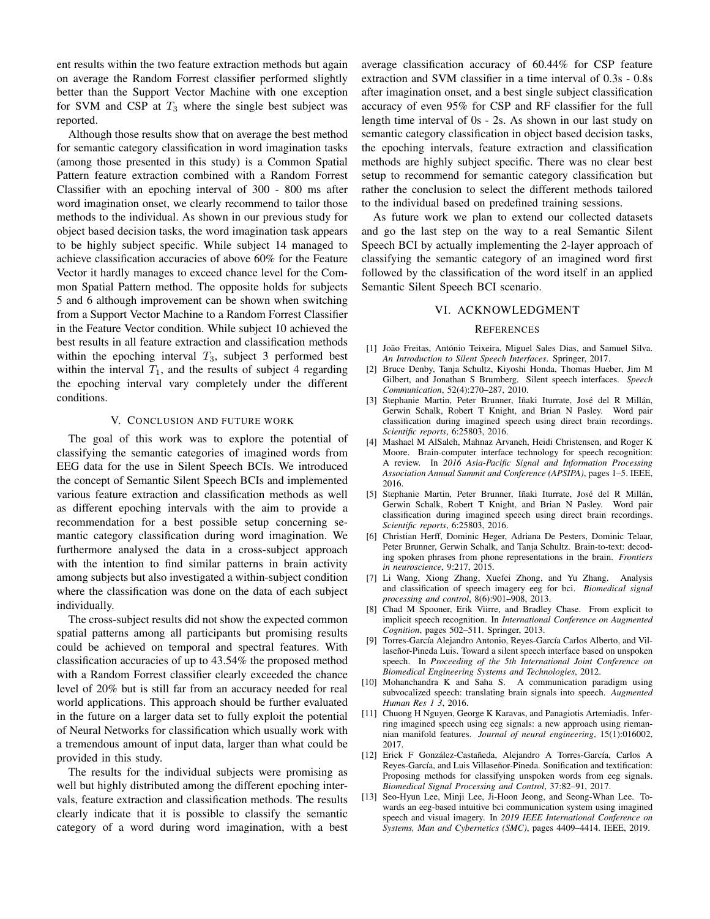ent results within the two feature extraction methods but again on average the Random Forrest classifier performed slightly better than the Support Vector Machine with one exception for SVM and CSP at $T_3$ where the single best subject was reported.

Although those results show that on average the best method for semantic category classification in word imagination tasks (among those presented in this study) is a Common Spatial Pattern feature extraction combined with a Random Forrest Classifier with an epoching interval of 300 - 800 ms after word imagination onset, we clearly recommend to tailor those methods to the individual. As shown in our previous study for object based decision tasks, the word imagination task appears to be highly subject specific. While subject 14 managed to achieve classification accuracies of above 60% for the Feature Vector it hardly manages to exceed chance level for the Common Spatial Pattern method. The opposite holds for subjects 5 and 6 although improvement can be shown when switching from a Support Vector Machine to a Random Forrest Classifier in the Feature Vector condition. While subject 10 achieved the best results in all feature extraction and classification methods within the epoching interval $T_3$, subject 3 performed best within the interval $T_1$, and the results of subject 4 regarding the epoching interval vary completely under the different conditions.

## V. Conclusion and future work

The goal of this work was to explore the potential of classifying the semantic categories of imagined words from EEG data for the use in Silent Speech BCIs. We introduced the concept of Semantic Silent Speech BCIs and implemented various feature extraction and classification methods as well as different epoching intervals with the aim to provide a recommendation for a best possible setup concerning semantic category classification during word imagination. We furthermore analysed the data in a cross-subject approach with the intention to find similar patterns in brain activity among subjects but also investigated a within-subject condition where the classification was done on the data of each subject individually.

The cross-subject results did not show the expected common spatial patterns among all participants but promising results could be achieved on temporal and spectral features. With classification accuracies of up to 43.54% the proposed method with a Random Forrest classifier clearly exceeded the chance level of 20% but is still far from an accuracy needed for real world applications. This approach should be further evaluated in the future on a larger data set to fully exploit the potential of Neural Networks for classification which usually work with a tremendous amount of input data, larger than what could be provided in this study.

The results for the individual subjects were promising as well but highly distributed among the different epoching intervals, feature extraction and classification methods. The results clearly indicate that it is possible to classify the semantic category of a word during word imagination, with a best average classification accuracy of 60.44% for CSP feature extraction and SVM classifier in a time interval of 0.3s - 0.8s after imagination onset, and a best single subject classification accuracy of even 95% for CSP and RF classifier for the full length time interval of 0s - 2s. As shown in our last study on semantic category classification in object based decision tasks, the epoching intervals, feature extraction and classification methods are highly subject specific. There was no clear best setup to recommend for semantic category classification but rather the conclusion to select the different methods tailored to the individual based on predefined training sessions.

As future work we plan to extend our collected datasets and go the last step on the way to a real Semantic Silent Speech BCI by actually implementing the 2-layer approach of classifying the semantic category of an imagined word first followed by the classification of the word itself in an applied Semantic Silent Speech BCI scenario.

## VI. Acknowledgment

## References

[1] João Freitas, António Teixeira, Miguel Sales Dias, and Samuel Silva. *An Introduction to Silent Speech Interfaces*. Springer, 2017.

[2] Bruce Denby, Tanja Schultz, Kiyoshi Honda, Thomas Hueber, Jim M Gilbert, and Jonathan S Brumberg. Silent speech interfaces. *Speech Communication*, 52(4):270–287, 2010.

[3] Stephanie Martin, Peter Brunner, Iñaki Iturrate, José del R Millán, Gerwin Schalk, Robert T Knight, and Brian N Pasley. Word pair classification during imagined speech using direct brain recordings. *Scientific reports*, 6:25803, 2016.

[4] Mashael M AlSaleh, Mahnaz Arvaneh, Heidi Christensen, and Roger K Moore. Brain-computer interface technology for speech recognition: A review. In *2016 Asia-Pacific Signal and Information Processing Association Annual Summit and Conference (APSIPA)*, pages 1–5. IEEE, 2016.

[5] Stephanie Martin, Peter Brunner, Iñaki Iturrate, José del R Millán, Gerwin Schalk, Robert T Knight, and Brian N Pasley. Word pair classification during imagined speech using direct brain recordings. *Scientific reports*, 6:25803, 2016.

[6] Christian Herff, Dominic Heger, Adriana De Pesters, Dominic Telaar, Peter Brunner, Gerwin Schalk, and Tanja Schultz. Brain-to-text: decoding spoken phrases from phone representations in the brain. *Frontiers in neuroscience*, 9:217, 2015.

[7] Li Wang, Xiong Zhang, Xuefei Zhong, and Yu Zhang. Analysis and classification of speech imagery eeg for bci. *Biomedical signal processing and control*, 8(6):901–908, 2013.

[8] Chad M Spooner, Erik Viirre, and Bradley Chase. From explicit to implicit speech recognition. In *International Conference on Augmented Cognition*, pages 502–511. Springer, 2013.

[9] Torres-García Alejandro Antonio, Reyes-García Carlos Alberto, and Villaseñor-Pineda Luis. Toward a silent speech interface based on unspoken speech. In *Proceeding of the 5th International Joint Conference on Biomedical Engineering Systems and Technologies*, 2012.

[10] Mohanchandra K and Saha S. A communication paradigm using subvocalized speech: translating brain signals into speech. *Augmented Human Res 1 3*, 2016.

[11] Chuong H Nguyen, George K Karavas, and Panagiotis Artemiadis. Inferring imagined speech using eeg signals: a new approach using riemannian manifold features. *Journal of neural engineering*, 15(1):016002, 2017.

[12] Erick F González-Castañeda, Alejandro A Torres-García, Carlos A Reyes-García, and Luis Villaseñor-Pineda. Sonification and textification: Proposing methods for classifying unspoken words from eeg signals. *Biomedical Signal Processing and Control*, 37:82–91, 2017.

[13] Seo-Hyun Lee, Minji Lee, Ji-Hoon Jeong, and Seong-Whan Lee. Towards an eeg-based intuitive bci communication system using imagined speech and visual imagery. In *2019 IEEE International Conference on Systems, Man and Cybernetics (SMC)*, pages 4409–4414. IEEE, 2019.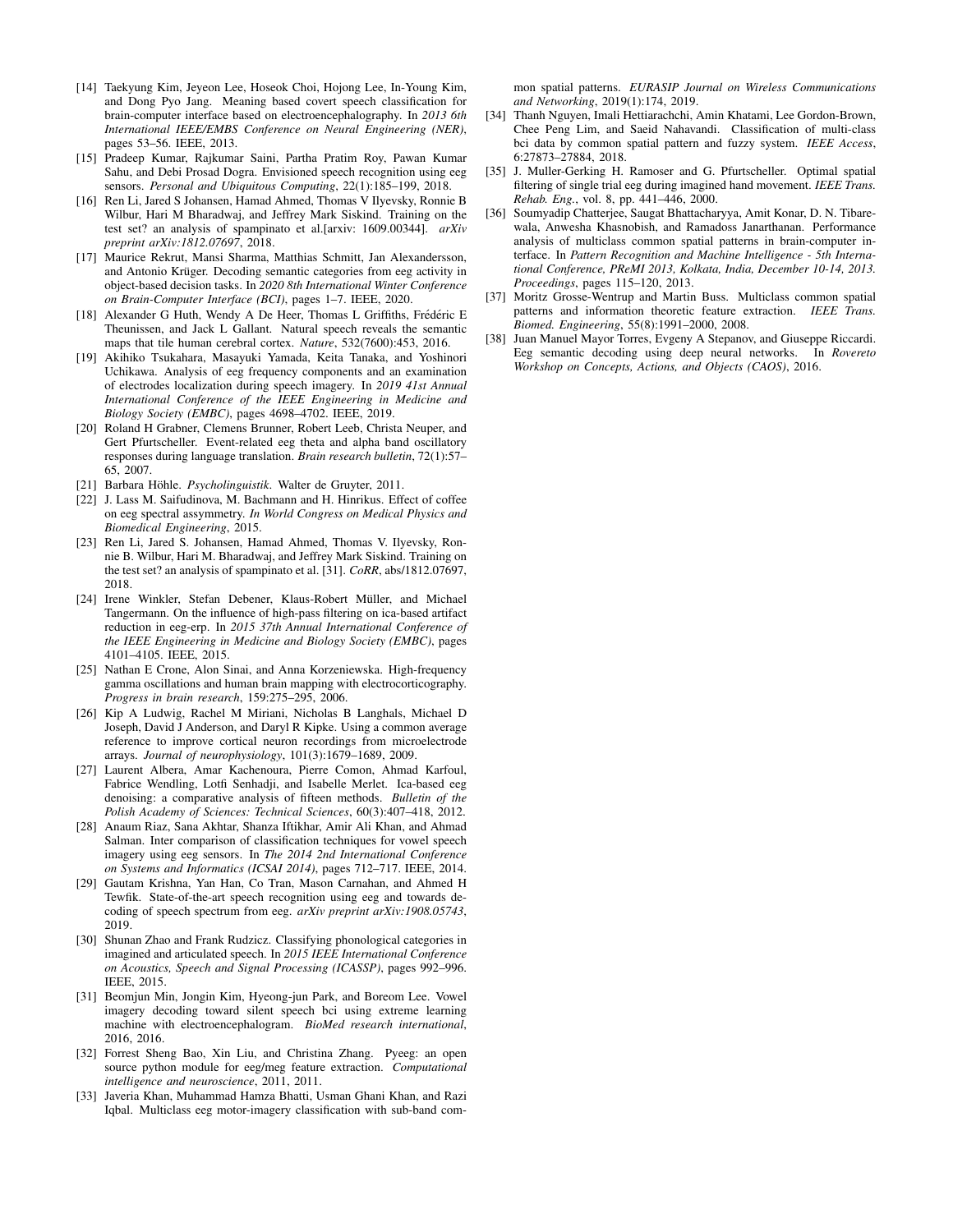[14] Taekyung Kim, Jeyeon Lee, Hoseok Choi, Hojong Lee, In-Young Kim, and Dong Pyo Jang. Meaning based covert speech classification for brain-computer interface based on electroencephalography. In *2013 6th International IEEE/EMBS Conference on Neural Engineering (NER)*, pages 53–56. IEEE, 2013.

[15] Pradeep Kumar, Rajkumar Saini, Partha Pratim Roy, Pawan Kumar Sahu, and Debi Prosad Dogra. Envisioned speech recognition using eeg sensors. *Personal and Ubiquitous Computing*, 22(1):185–199, 2018.

[16] Ren Li, Jared S Johansen, Hamad Ahmed, Thomas V Ilyevsky, Ronnie B Wilbur, Hari M Bharadwaj, and Jeffrey Mark Siskind. Training on the test set? an analysis of spampinato et al.[arxiv: 1609.00344]. *arXiv preprint arXiv:1812.07697*, 2018.

[17] Maurice Rekrut, Mansi Sharma, Matthias Schmitt, Jan Alexandersson, and Antonio Krüger. Decoding semantic categories from eeg activity in object-based decision tasks. In *2020 8th International Winter Conference on Brain-Computer Interface (BCI)*, pages 1–7. IEEE, 2020.

[18] Alexander G Huth, Wendy A De Heer, Thomas L Griffiths, Frédéric E Theunissen, and Jack L Gallant. Natural speech reveals the semantic maps that tile human cerebral cortex. *Nature*, 532(7600):453, 2016.

[19] Akihiko Tsukahara, Masayuki Yamada, Keita Tanaka, and Yoshinori Uchikawa. Analysis of eeg frequency components and an examination of electrodes localization during speech imagery. In *2019 41st Annual International Conference of the IEEE Engineering in Medicine and Biology Society (EMBC)*, pages 4698–4702. IEEE, 2019.

[20] Roland H Grabner, Clemens Brunner, Robert Leeb, Christa Neuper, and Gert Pfurtscheller. Event-related eeg theta and alpha band oscillatory responses during language translation. *Brain research bulletin*, 72(1):57–65, 2007.

[21] Barbara Höhle. *Psycholinguistik*. Walter de Gruyter, 2011.

[22] J. Lass M. Saifudinova, M. Bachmann and H. Hinrikus. Effect of coffee on eeg spectral assymmetry. *In World Congress on Medical Physics and Biomedical Engineering*, 2015.

[23] Ren Li, Jared S. Johansen, Hamad Ahmed, Thomas V. Ilyevsky, Ronnie B. Wilbur, Hari M. Bharadwaj, and Jeffrey Mark Siskind. Training on the test set? an analysis of spampinato et al. [31]. *CoRR*, abs/1812.07697, 2018.

[24] Irene Winkler, Stefan Debener, Klaus-Robert Müller, and Michael Tangermann. On the influence of high-pass filtering on ica-based artifact reduction in eeg-erp. In *2015 37th Annual International Conference of the IEEE Engineering in Medicine and Biology Society (EMBC)*, pages 4101–4105. IEEE, 2015.

[25] Nathan E Crone, Alon Sinai, and Anna Korzeniewska. High-frequency gamma oscillations and human brain mapping with electrocorticography. *Progress in brain research*, 159:275–295, 2006.

[26] Kip A Ludwig, Rachel M Miriani, Nicholas B Langhals, Michael D Joseph, David J Anderson, and Daryl R Kipke. Using a common average reference to improve cortical neuron recordings from microelectrode arrays. *Journal of neurophysiology*, 101(3):1679–1689, 2009.

[27] Laurent Albera, Amar Kachenoura, Pierre Comon, Ahmad Karfoul, Fabrice Wendling, Lotfi Senhadji, and Isabelle Merlet. Ica-based eeg denoising: a comparative analysis of fifteen methods. *Bulletin of the Polish Academy of Sciences: Technical Sciences*, 60(3):407–418, 2012.

[28] Anaum Riaz, Sana Akhtar, Shanza Iftikhar, Amir Ali Khan, and Ahmad Salman. Inter comparison of classification techniques for vowel speech imagery using eeg sensors. In *The 2014 2nd International Conference on Systems and Informatics (ICSAI 2014)*, pages 712–717. IEEE, 2014.

[29] Gautam Krishna, Yan Han, Co Tran, Mason Carnahan, and Ahmed H Tewfik. State-of-the-art speech recognition using eeg and towards decoding of speech spectrum from eeg. *arXiv preprint arXiv:1908.05743*, 2019.

[30] Shunan Zhao and Frank Rudzicz. Classifying phonological categories in imagined and articulated speech. In *2015 IEEE International Conference on Acoustics, Speech and Signal Processing (ICASSP)*, pages 992–996. IEEE, 2015.

[31] Beomjun Min, Jongin Kim, Hyeong-jun Park, and Boreom Lee. Vowel imagery decoding toward silent speech bci using extreme learning machine with electroencephalogram. *BioMed research international*, 2016, 2016.

[32] Forrest Sheng Bao, Xin Liu, and Christina Zhang. Pyeeg: an open source python module for eeg/meg feature extraction. *Computational intelligence and neuroscience*, 2011, 2011.

[33] Javeria Khan, Muhammad Hamza Bhatti, Usman Ghani Khan, and Razi Iqbal. Multiclass eeg motor-imagery classification with sub-band common spatial patterns. *EURASIP Journal on Wireless Communications and Networking*, 2019(1):174, 2019.

[34] Thanh Nguyen, Imali Hettiarachchi, Amin Khatami, Lee Gordon-Brown, Chee Peng Lim, and Saeid Nahavandi. Classification of multi-class bci data by common spatial pattern and fuzzy system. *IEEE Access*, 6:27873–27884, 2018.

[35] J. Muller-Gerking H. Ramoser and G. Pfurtscheller. Optimal spatial filtering of single trial eeg during imagined hand movement. *IEEE Trans. Rehab. Eng.*, vol. 8, pp. 441–446, 2000.

[36] Soumyadip Chatterjee, Saugat Bhattacharyya, Amit Konar, D. N. Tibarewala, Anwesha Khasnobish, and Ramadoss Janarthanan. Performance analysis of multiclass common spatial patterns in brain-computer interface. In *Pattern Recognition and Machine Intelligence - 5th International Conference, PReMI 2013, Kolkata, India, December 10-14, 2013. Proceedings*, pages 115–120, 2013.

[37] Moritz Grosse-Wentrup and Martin Buss. Multiclass common spatial patterns and information theoretic feature extraction. *IEEE Trans. Biomed. Engineering*, 55(8):1991–2000, 2008.

[38] Juan Manuel Mayor Torres, Evgeny A Stepanov, and Giuseppe Riccardi. Eeg semantic decoding using deep neural networks. In *Rovereto Workshop on Concepts, Actions, and Objects (CAOS)*, 2016.